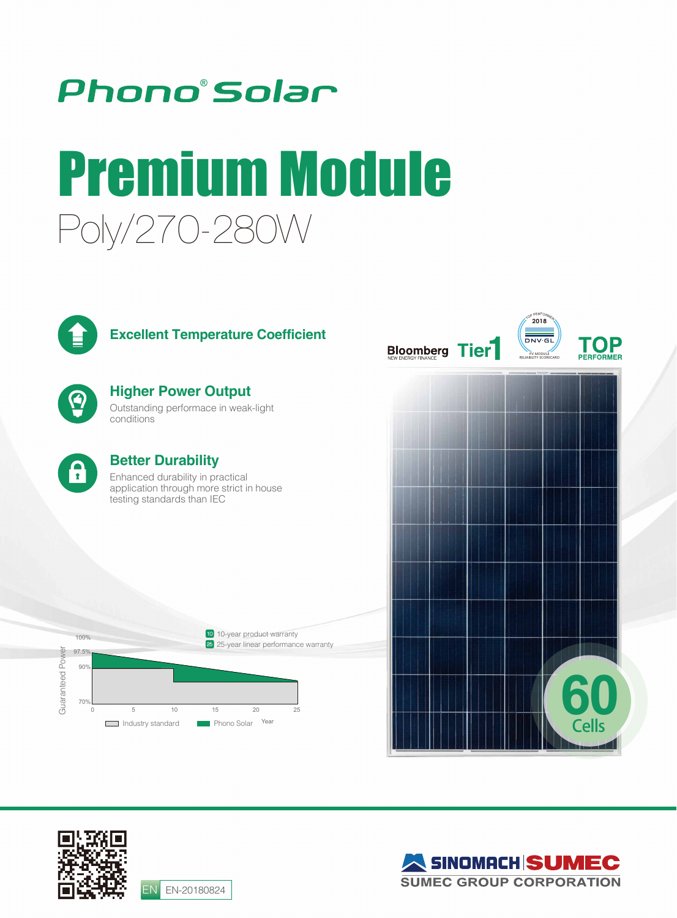Phono® Solar

# Premium Module

## Poly/270-280W

### Excellent Temperature Coefficient

### Higher Power Output

Outstanding performace in weak-light conditions

### Better Durability

Enhanced durability in practical application through more strict in house testing standards than IEC

Bloomberg NEW ENERGY FINANCE Tier 1

TOP PERFORMER 2018 DNV·GL PV MODULE RELIABILITY SCORECARD

TOP PERFORMER

10 10-year product warranty

25 25-year linear performance warranty

Guaranteed Power: 100%, 97.5%, 90%, 70%

Year: 0, 5, 10, 15, 20, 25

Industry standard | Phono Solar

60 Cells

EN EN-20180824

SINOMACH SUMEC

SUMEC GROUP CORPORATION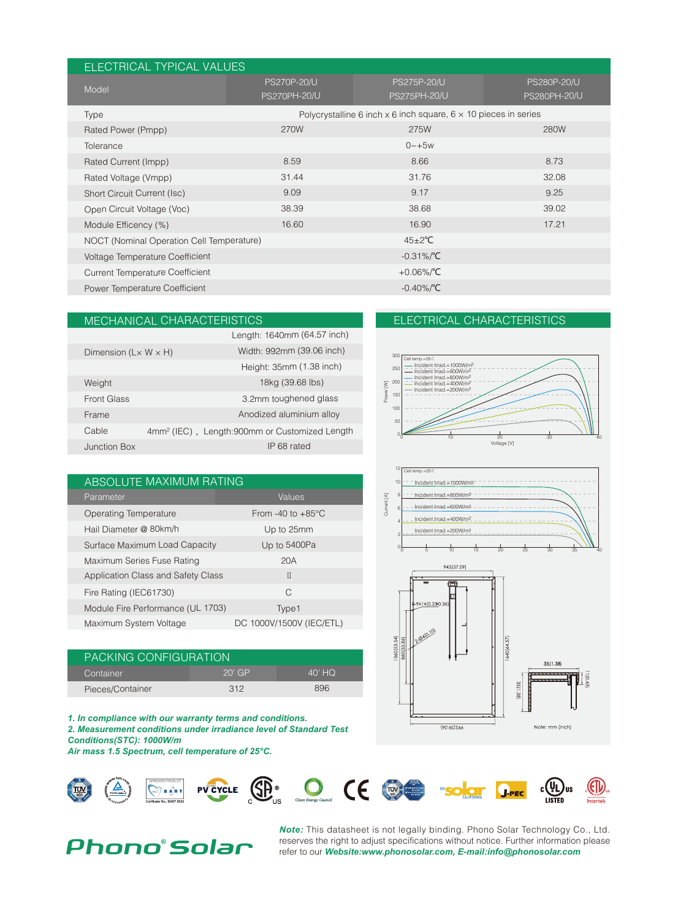## ELECTRICAL TYPICAL VALUES

| Model | PS270P-20/U<br>PS270PH-20/U | PS275P-20/U<br>PS275PH-20/U | PS280P-20/U<br>PS280PH-20/U |
|---|---|---|---|
| Type | Polycrystalline 6 inch x 6 inch square, 6 × 10 pieces in series | | |
| Rated Power (Pmpp) | 270W | 275W | 280W |
| Tolerance | 0~+5w | | |
| Rated Current (Impp) | 8.59 | 8.66 | 8.73 |
| Rated Voltage (Vmpp) | 31.44 | 31.76 | 32.08 |
| Short Circuit Current (Isc) | 9.09 | 9.17 | 9.25 |
| Open Circuit Voltage (Voc) | 38.39 | 38.68 | 39.02 |
| Module Efficency (%) | 16.60 | 16.90 | 17.21 |
| NOCT (Nominal Operation Cell Temperature) | 45±2℃ | | |
| Voltage Temperature Coefficient | -0.31%/℃ | | |
| Current Temperature Coefficient | +0.06%/℃ | | |
| Power Temperature Coefficient | -0.40%/℃ | | |

## MECHANICAL CHARACTERISTICS

| | |
|---|---|
| Dimension (L× W × H) | Length: 1640mm (64.57 inch)<br>Width: 992mm (39.06 inch)<br>Height: 35mm (1.38 inch) |
| Weight | 18kg (39.68 lbs) |
| Front Glass | 3.2mm toughened glass |
| Frame | Anodized aluminium alloy |
| Cable | 4mm² (IEC) , Length:900mm or Customized Length |
| Junction Box | IP 68 rated |

## ABSOLUTE MAXIMUM RATING

| Parameter | Values |
|---|---|
| Operating Temperature | From -40 to +85°C |
| Hail Diameter @ 80km/h | Up to 25mm |
| Surface Maximum Load Capacity | Up to 5400Pa |
| Maximum Series Fuse Rating | 20A |
| Application Class and Safety Class | II |
| Fire Rating (IEC61730) | C |
| Module Fire Performance (UL 1703) | Type1 |
| Maximum System Voltage | DC 1000V/1500V (IEC/ETL) |

## PACKING CONFIGURATION

| Container | 20' GP | 40' HQ |
|---|---|---|
| Pieces/Container | 312 | 896 |

***1. In compliance with our warranty terms and conditions.***
***2. Measurement conditions under irradiance level of Standard Test Conditions(STC): 1000W/m***
***Air mass 1.5 Spectrum, cell temperature of 25°C.***

## ELECTRICAL CHARACTERISTICS

Cell temp.=25°C
Incident Irrad.=1000W/m²
Incident Irrad.=800W/m²
Incident Irrad.=600W/m²
Incident Irrad.=400W/m²
Incident Irrad.=200W/m²
Power [W]
Voltage [V]

Cell temp.=25°C
Incident Irrad.=1000W/m²
Incident Irrad.=800W/m²
Incident Irrad.=600W/m²
Incident Irrad.=400W/m²
Incident Irrad.=200W/m²
Current [A]

942(37.09)
8-9x14(0.35x0.55)
2-Ø4(0.16)
1360(53.54)
860(33.86)
1640(64.57)
992(39.06)
35(1.38)
11(0.43)
35(1.38)
Note: mm (inch)

Phono® Solar

***Note:*** This datasheet is not legally binding. Phono Solar Technology Co., Ltd. reserves the right to adjust specifications without notice. Further information please refer to our ***Website:www.phonosolar.com, E-mail:info@phonosolar.com***